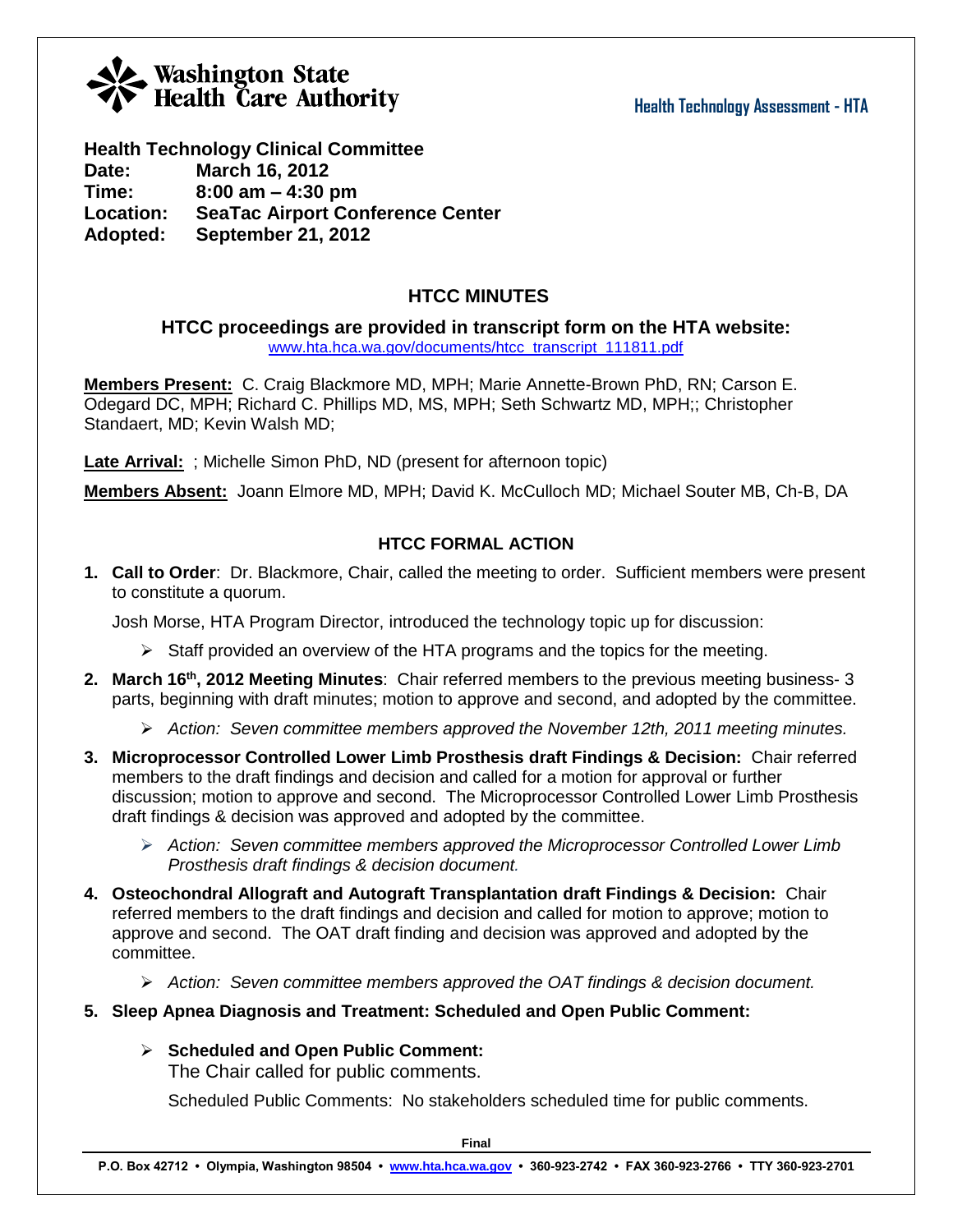Washington State Health Care Authority

**Health Technology Assessment - HTA**

**Health Technology Clinical Committee**
**Date:** March 16, 2012
**Time:** 8:00 am – 4:30 pm
**Location:** SeaTac Airport Conference Center
**Adopted:** September 21, 2012

## HTCC MINUTES

**HTCC proceedings are provided in transcript form on the HTA website:**
www.hta.hca.wa.gov/documents/htcc_transcript_111811.pdf

**Members Present:** C. Craig Blackmore MD, MPH; Marie Annette-Brown PhD, RN; Carson E. Odegard DC, MPH; Richard C. Phillips MD, MS, MPH; Seth Schwartz MD, MPH;; Christopher Standaert, MD; Kevin Walsh MD;

**Late Arrival:** ; Michelle Simon PhD, ND (present for afternoon topic)

**Members Absent:** Joann Elmore MD, MPH; David K. McCulloch MD; Michael Souter MB, Ch-B, DA

### HTCC FORMAL ACTION

1. **Call to Order**: Dr. Blackmore, Chair, called the meeting to order. Sufficient members were present to constitute a quorum.

   Josh Morse, HTA Program Director, introduced the technology topic up for discussion:

   - Staff provided an overview of the HTA programs and the topics for the meeting.

2. **March 16th, 2012 Meeting Minutes**: Chair referred members to the previous meeting business- 3 parts, beginning with draft minutes; motion to approve and second, and adopted by the committee.

   - *Action: Seven committee members approved the November 12th, 2011 meeting minutes.*

3. **Microprocessor Controlled Lower Limb Prosthesis draft Findings & Decision:** Chair referred members to the draft findings and decision and called for a motion for approval or further discussion; motion to approve and second. The Microprocessor Controlled Lower Limb Prosthesis draft findings & decision was approved and adopted by the committee.

   - *Action: Seven committee members approved the Microprocessor Controlled Lower Limb Prosthesis draft findings & decision document.*

4. **Osteochondral Allograft and Autograft Transplantation draft Findings & Decision:** Chair referred members to the draft findings and decision and called for motion to approve; motion to approve and second. The OAT draft finding and decision was approved and adopted by the committee.

   - *Action: Seven committee members approved the OAT findings & decision document.*

5. **Sleep Apnea Diagnosis and Treatment: Scheduled and Open Public Comment:**

   - **Scheduled and Open Public Comment:**
     The Chair called for public comments.

     Scheduled Public Comments: No stakeholders scheduled time for public comments.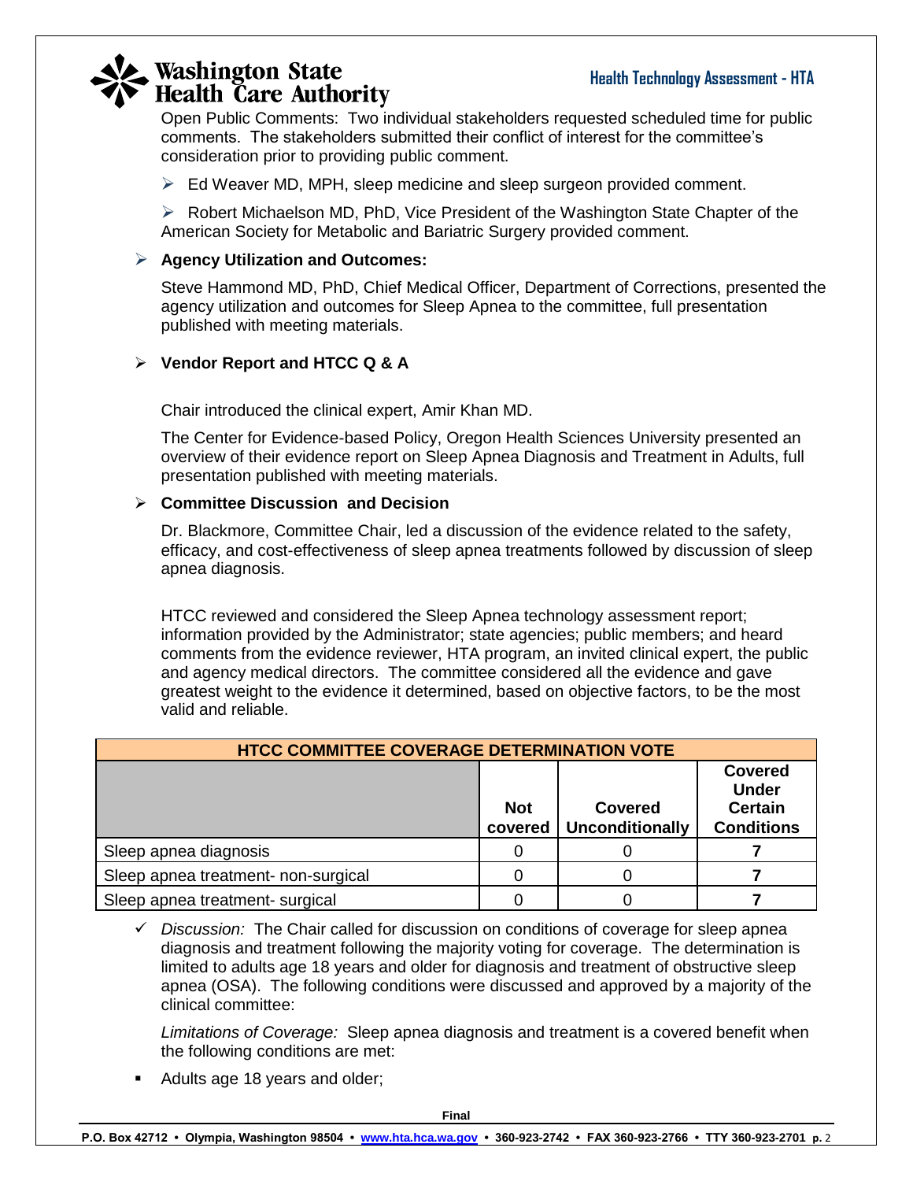Open Public Comments: Two individual stakeholders requested scheduled time for public comments. The stakeholders submitted their conflict of interest for the committee's consideration prior to providing public comment.

- Ed Weaver MD, MPH, sleep medicine and sleep surgeon provided comment.
- Robert Michaelson MD, PhD, Vice President of the Washington State Chapter of the American Society for Metabolic and Bariatric Surgery provided comment.

- **Agency Utilization and Outcomes:**

Steve Hammond MD, PhD, Chief Medical Officer, Department of Corrections, presented the agency utilization and outcomes for Sleep Apnea to the committee, full presentation published with meeting materials.

- **Vendor Report and HTCC Q & A**

Chair introduced the clinical expert, Amir Khan MD.

The Center for Evidence-based Policy, Oregon Health Sciences University presented an overview of their evidence report on Sleep Apnea Diagnosis and Treatment in Adults, full presentation published with meeting materials.

- **Committee Discussion and Decision**

Dr. Blackmore, Committee Chair, led a discussion of the evidence related to the safety, efficacy, and cost-effectiveness of sleep apnea treatments followed by discussion of sleep apnea diagnosis.

HTCC reviewed and considered the Sleep Apnea technology assessment report; information provided by the Administrator; state agencies; public members; and heard comments from the evidence reviewer, HTA program, an invited clinical expert, the public and agency medical directors. The committee considered all the evidence and gave greatest weight to the evidence it determined, based on objective factors, to be the most valid and reliable.

| HTCC COMMITTEE COVERAGE DETERMINATION VOTE | | | |
|---|---|---|---|
| | **Not covered** | **Covered Unconditionally** | **Covered Under Certain Conditions** |
| Sleep apnea diagnosis | 0 | 0 | **7** |
| Sleep apnea treatment- non-surgical | 0 | 0 | **7** |
| Sleep apnea treatment- surgical | 0 | 0 | **7** |

- *Discussion:* The Chair called for discussion on conditions of coverage for sleep apnea diagnosis and treatment following the majority voting for coverage. The determination is limited to adults age 18 years and older for diagnosis and treatment of obstructive sleep apnea (OSA). The following conditions were discussed and approved by a majority of the clinical committee:

*Limitations of Coverage:* Sleep apnea diagnosis and treatment is a covered benefit when the following conditions are met:

- Adults age 18 years and older;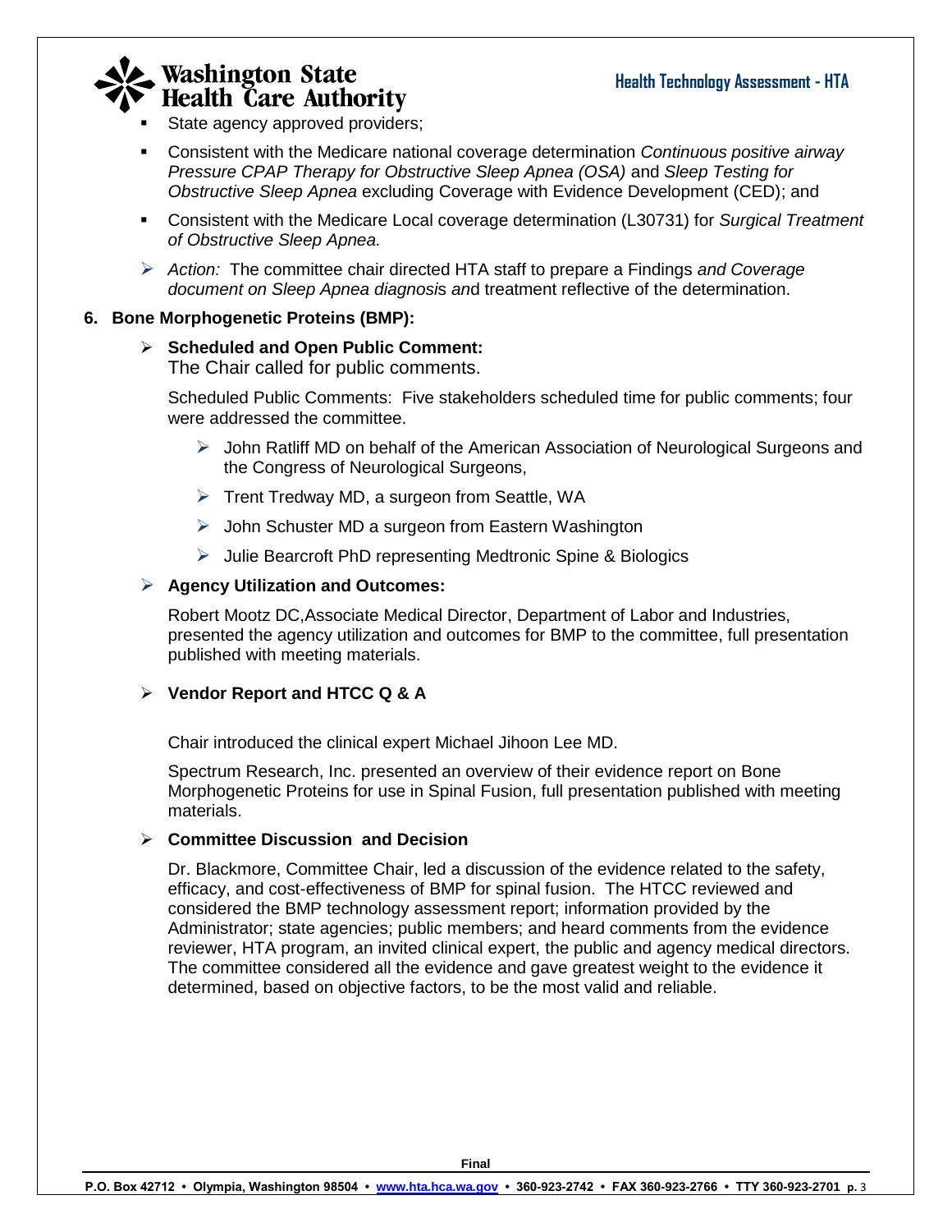- State agency approved providers;
- Consistent with the Medicare national coverage determination *Continuous positive airway Pressure CPAP Therapy for Obstructive Sleep Apnea (OSA)* and *Sleep Testing for Obstructive Sleep Apnea* excluding Coverage with Evidence Development (CED); and
- Consistent with the Medicare Local coverage determination (L30731) for *Surgical Treatment of Obstructive Sleep Apnea.*

> *Action:* The committee chair directed HTA staff to prepare a Findings *and Coverage document on Sleep Apnea diagnosi*s *an*d treatment reflective of the determination.

**6. Bone Morphogenetic Proteins (BMP):**

- **Scheduled and Open Public Comment:**
  The Chair called for public comments.

  Scheduled Public Comments: Five stakeholders scheduled time for public comments; four were addressed the committee.

  - John Ratliff MD on behalf of the American Association of Neurological Surgeons and the Congress of Neurological Surgeons,
  - Trent Tredway MD, a surgeon from Seattle, WA
  - John Schuster MD a surgeon from Eastern Washington
  - Julie Bearcroft PhD representing Medtronic Spine & Biologics

- **Agency Utilization and Outcomes:**

  Robert Mootz DC,Associate Medical Director, Department of Labor and Industries, presented the agency utilization and outcomes for BMP to the committee, full presentation published with meeting materials.

- **Vendor Report and HTCC Q & A**

  Chair introduced the clinical expert Michael Jihoon Lee MD.

  Spectrum Research, Inc. presented an overview of their evidence report on Bone Morphogenetic Proteins for use in Spinal Fusion, full presentation published with meeting materials.

- **Committee Discussion and Decision**

  Dr. Blackmore, Committee Chair, led a discussion of the evidence related to the safety, efficacy, and cost-effectiveness of BMP for spinal fusion. The HTCC reviewed and considered the BMP technology assessment report; information provided by the Administrator; state agencies; public members; and heard comments from the evidence reviewer, HTA program, an invited clinical expert, the public and agency medical directors. The committee considered all the evidence and gave greatest weight to the evidence it determined, based on objective factors, to be the most valid and reliable.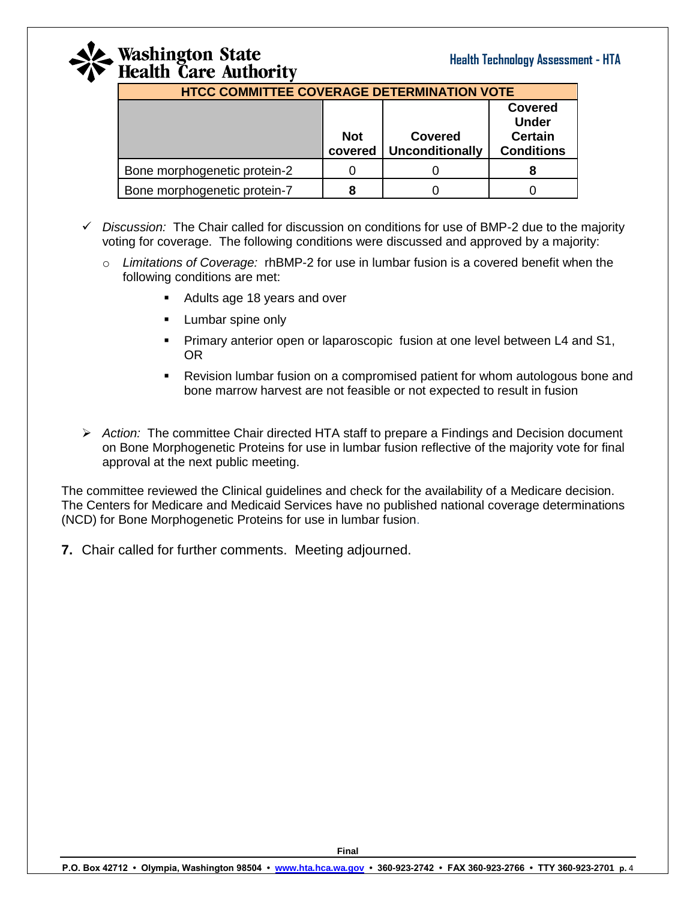| HTCC COMMITTEE COVERAGE DETERMINATION VOTE | | | |
|---|---|---|---|
| | **Not covered** | **Covered Unconditionally** | **Covered Under Certain Conditions** |
| Bone morphogenetic protein-2 | 0 | 0 | **8** |
| Bone morphogenetic protein-7 | **8** | 0 | 0 |

- ✓ *Discussion:* The Chair called for discussion on conditions for use of BMP-2 due to the majority voting for coverage. The following conditions were discussed and approved by a majority:
  - *Limitations of Coverage:* rhBMP-2 for use in lumbar fusion is a covered benefit when the following conditions are met:
    - Adults age 18 years and over
    - Lumbar spine only
    - Primary anterior open or laparoscopic fusion at one level between L4 and S1, OR
    - Revision lumbar fusion on a compromised patient for whom autologous bone and bone marrow harvest are not feasible or not expected to result in fusion

- ➢ *Action:* The committee Chair directed HTA staff to prepare a Findings and Decision document on Bone Morphogenetic Proteins for use in lumbar fusion reflective of the majority vote for final approval at the next public meeting.

The committee reviewed the Clinical guidelines and check for the availability of a Medicare decision. The Centers for Medicare and Medicaid Services have no published national coverage determinations (NCD) for Bone Morphogenetic Proteins for use in lumbar fusion.

**7.** Chair called for further comments. Meeting adjourned.